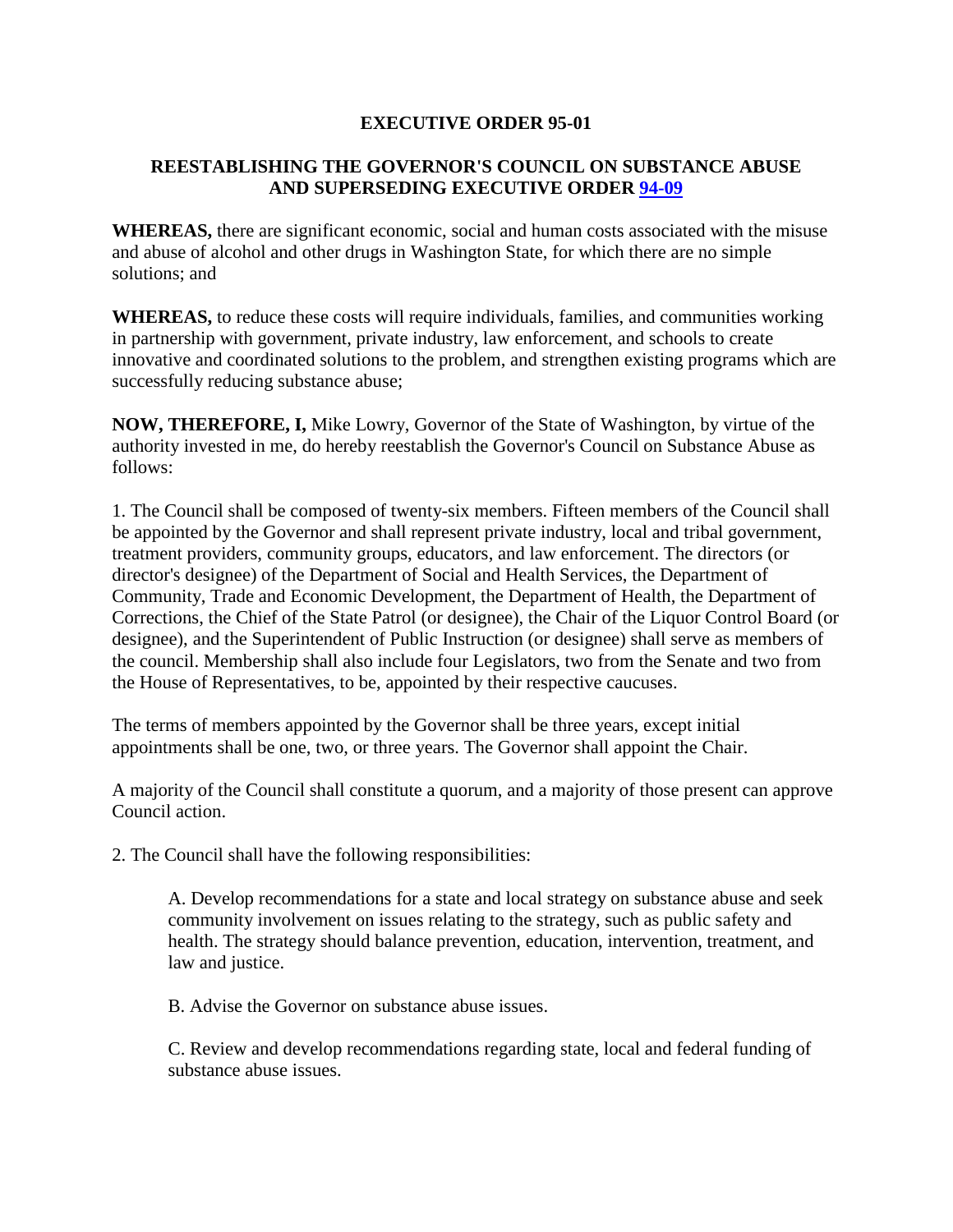# EXECUTIVE ORDER 95-01

## REESTABLISHING THE GOVERNOR'S COUNCIL ON SUBSTANCE ABUSE AND SUPERSEDING EXECUTIVE ORDER 94-09

**WHEREAS,** there are significant economic, social and human costs associated with the misuse and abuse of alcohol and other drugs in Washington State, for which there are no simple solutions; and

**WHEREAS,** to reduce these costs will require individuals, families, and communities working in partnership with government, private industry, law enforcement, and schools to create innovative and coordinated solutions to the problem, and strengthen existing programs which are successfully reducing substance abuse;

**NOW, THEREFORE, I,** Mike Lowry, Governor of the State of Washington, by virtue of the authority invested in me, do hereby reestablish the Governor's Council on Substance Abuse as follows:

1. The Council shall be composed of twenty-six members. Fifteen members of the Council shall be appointed by the Governor and shall represent private industry, local and tribal government, treatment providers, community groups, educators, and law enforcement. The directors (or director's designee) of the Department of Social and Health Services, the Department of Community, Trade and Economic Development, the Department of Health, the Department of Corrections, the Chief of the State Patrol (or designee), the Chair of the Liquor Control Board (or designee), and the Superintendent of Public Instruction (or designee) shall serve as members of the council. Membership shall also include four Legislators, two from the Senate and two from the House of Representatives, to be, appointed by their respective caucuses.

The terms of members appointed by the Governor shall be three years, except initial appointments shall be one, two, or three years. The Governor shall appoint the Chair.

A majority of the Council shall constitute a quorum, and a majority of those present can approve Council action.

2. The Council shall have the following responsibilities:

   A. Develop recommendations for a state and local strategy on substance abuse and seek community involvement on issues relating to the strategy, such as public safety and health. The strategy should balance prevention, education, intervention, treatment, and law and justice.

   B. Advise the Governor on substance abuse issues.

   C. Review and develop recommendations regarding state, local and federal funding of substance abuse issues.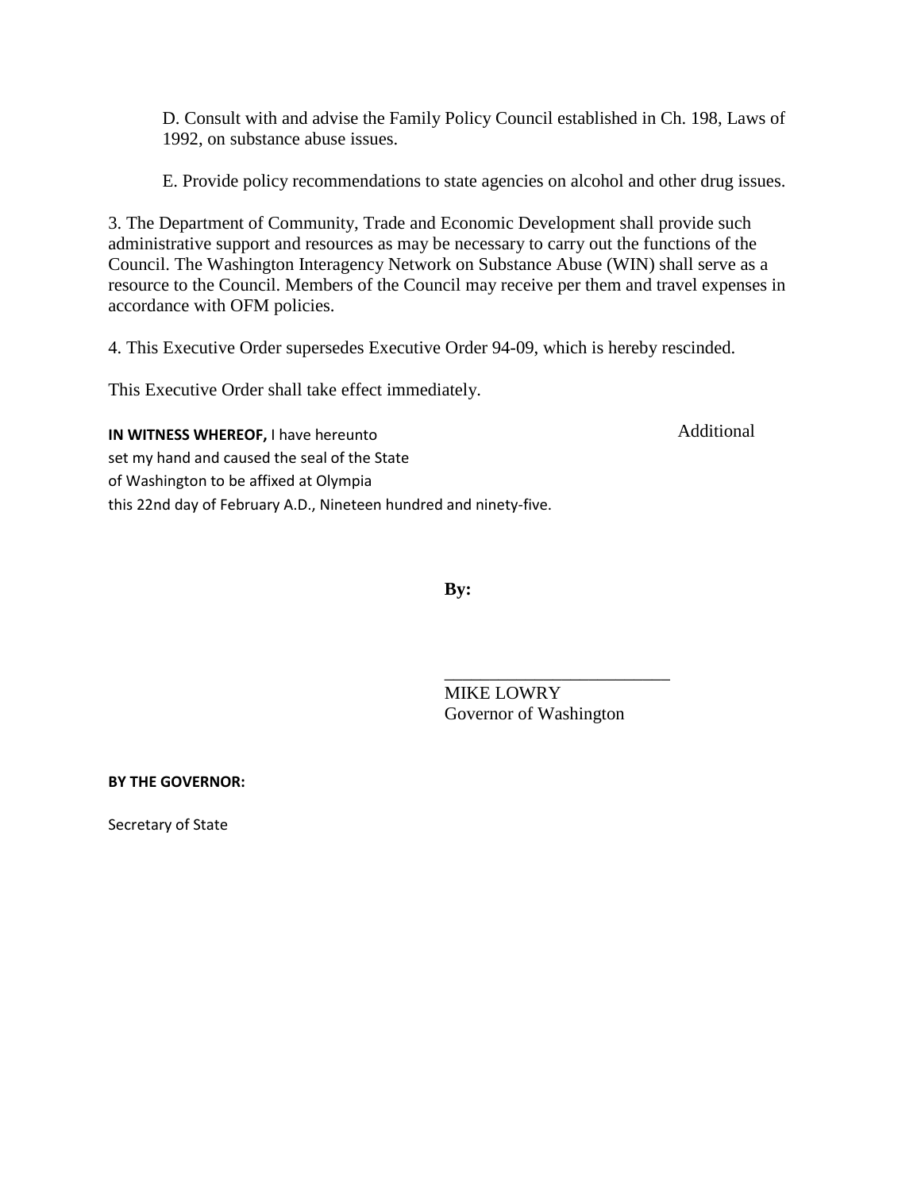D. Consult with and advise the Family Policy Council established in Ch. 198, Laws of 1992, on substance abuse issues.

E. Provide policy recommendations to state agencies on alcohol and other drug issues.

3. The Department of Community, Trade and Economic Development shall provide such administrative support and resources as may be necessary to carry out the functions of the Council. The Washington Interagency Network on Substance Abuse (WIN) shall serve as a resource to the Council. Members of the Council may receive per them and travel expenses in accordance with OFM policies.

4. This Executive Order supersedes Executive Order 94-09, which is hereby rescinded.

This Executive Order shall take effect immediately.

Additional

**IN WITNESS WHEREOF,** I have hereunto set my hand and caused the seal of the State of Washington to be affixed at Olympia this 22nd day of February A.D., Nineteen hundred and ninety-five.

**By:**

\_\_\_\_\_\_\_\_\_\_\_\_\_\_\_\_\_\_\_\_\_\_\_\_\_

MIKE LOWRY
Governor of Washington

**BY THE GOVERNOR:**

Secretary of State